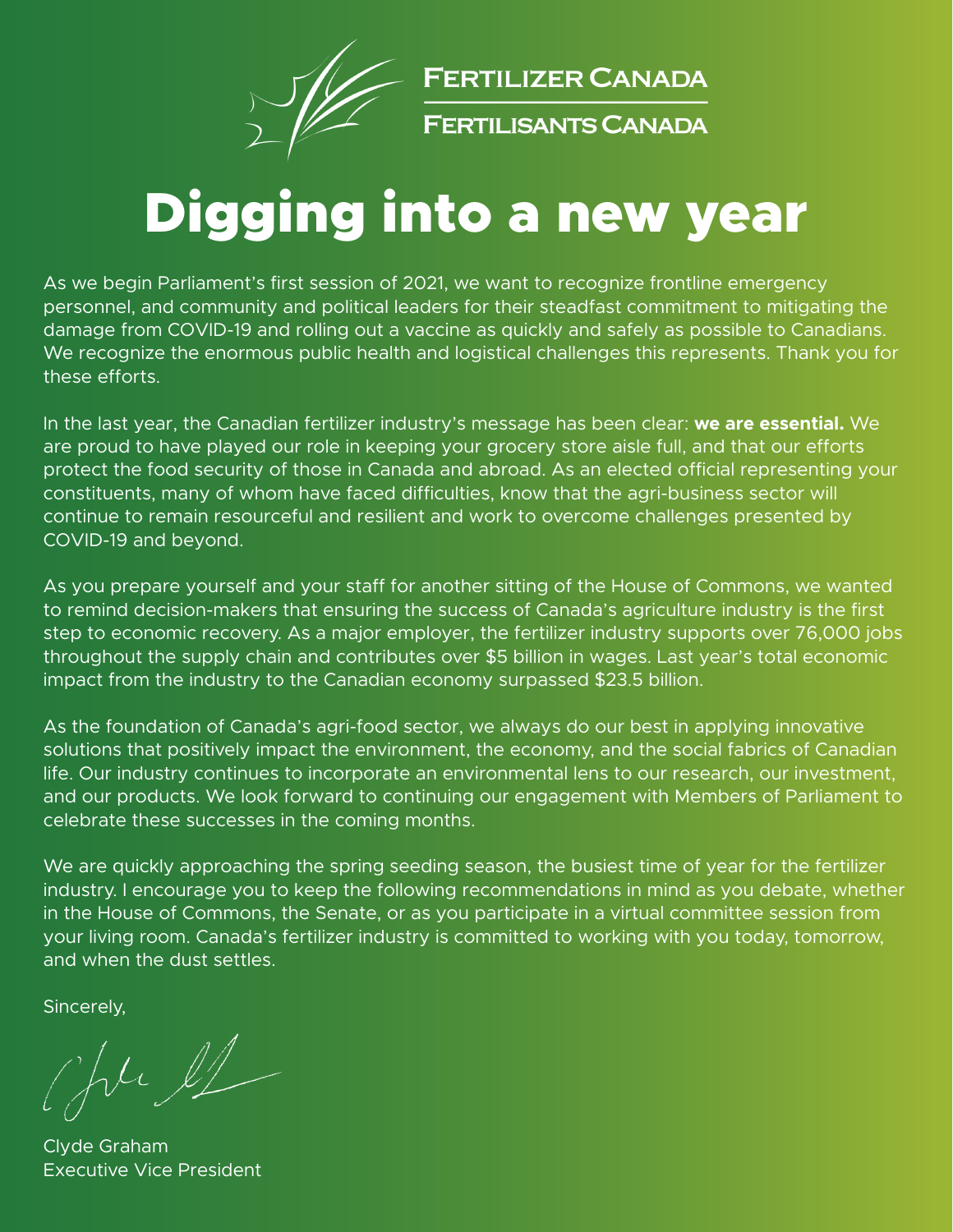FERTILIZER CANADA

FERTILISANTS CANADA

# Digging into a new year

As we begin Parliament's first session of 2021, we want to recognize frontline emergency personnel, and community and political leaders for their steadfast commitment to mitigating the damage from COVID-19 and rolling out a vaccine as quickly and safely as possible to Canadians. We recognize the enormous public health and logistical challenges this represents. Thank you for these efforts.

In the last year, the Canadian fertilizer industry's message has been clear: **we are essential.** We are proud to have played our role in keeping your grocery store aisle full, and that our efforts protect the food security of those in Canada and abroad. As an elected official representing your constituents, many of whom have faced difficulties, know that the agri-business sector will continue to remain resourceful and resilient and work to overcome challenges presented by COVID-19 and beyond.

As you prepare yourself and your staff for another sitting of the House of Commons, we wanted to remind decision-makers that ensuring the success of Canada's agriculture industry is the first step to economic recovery. As a major employer, the fertilizer industry supports over 76,000 jobs throughout the supply chain and contributes over $5 billion in wages. Last year's total economic impact from the industry to the Canadian economy surpassed $23.5 billion.

As the foundation of Canada's agri-food sector, we always do our best in applying innovative solutions that positively impact the environment, the economy, and the social fabrics of Canadian life. Our industry continues to incorporate an environmental lens to our research, our investment, and our products. We look forward to continuing our engagement with Members of Parliament to celebrate these successes in the coming months.

We are quickly approaching the spring seeding season, the busiest time of year for the fertilizer industry. I encourage you to keep the following recommendations in mind as you debate, whether in the House of Commons, the Senate, or as you participate in a virtual committee session from your living room. Canada's fertilizer industry is committed to working with you today, tomorrow, and when the dust settles.

Sincerely,

Clyde Graham  
Executive Vice President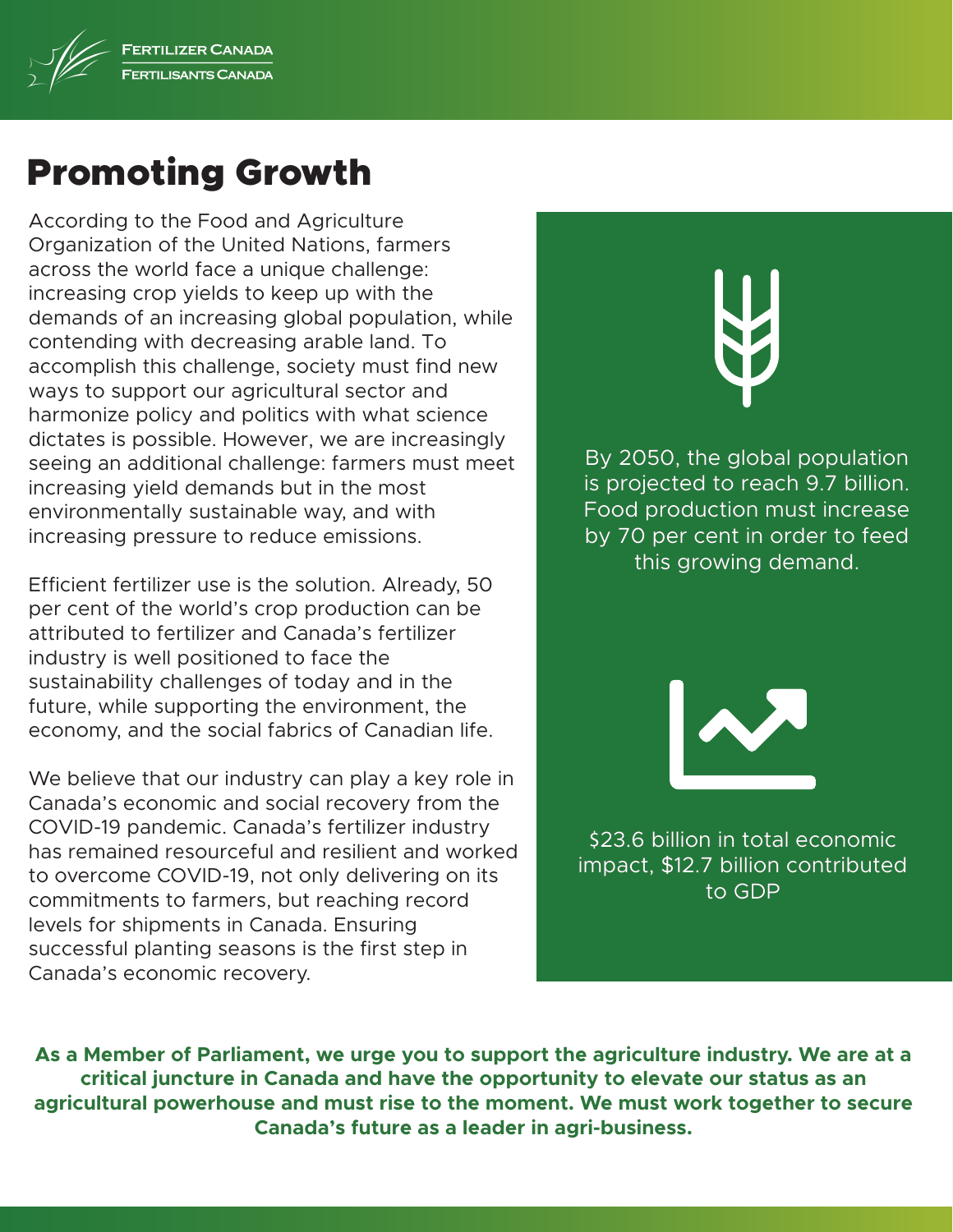# Promoting Growth

According to the Food and Agriculture Organization of the United Nations, farmers across the world face a unique challenge: increasing crop yields to keep up with the demands of an increasing global population, while contending with decreasing arable land. To accomplish this challenge, society must find new ways to support our agricultural sector and harmonize policy and politics with what science dictates is possible. However, we are increasingly seeing an additional challenge: farmers must meet increasing yield demands but in the most environmentally sustainable way, and with increasing pressure to reduce emissions.

Efficient fertilizer use is the solution. Already, 50 per cent of the world's crop production can be attributed to fertilizer and Canada's fertilizer industry is well positioned to face the sustainability challenges of today and in the future, while supporting the environment, the economy, and the social fabrics of Canadian life.

We believe that our industry can play a key role in Canada's economic and social recovery from the COVID-19 pandemic. Canada's fertilizer industry has remained resourceful and resilient and worked to overcome COVID-19, not only delivering on its commitments to farmers, but reaching record levels for shipments in Canada. Ensuring successful planting seasons is the first step in Canada's economic recovery.

By 2050, the global population is projected to reach 9.7 billion. Food production must increase by 70 per cent in order to feed this growing demand.

$23.6 billion in total economic impact, $12.7 billion contributed to GDP

**As a Member of Parliament, we urge you to support the agriculture industry. We are at a critical juncture in Canada and have the opportunity to elevate our status as an agricultural powerhouse and must rise to the moment. We must work together to secure Canada's future as a leader in agri-business.**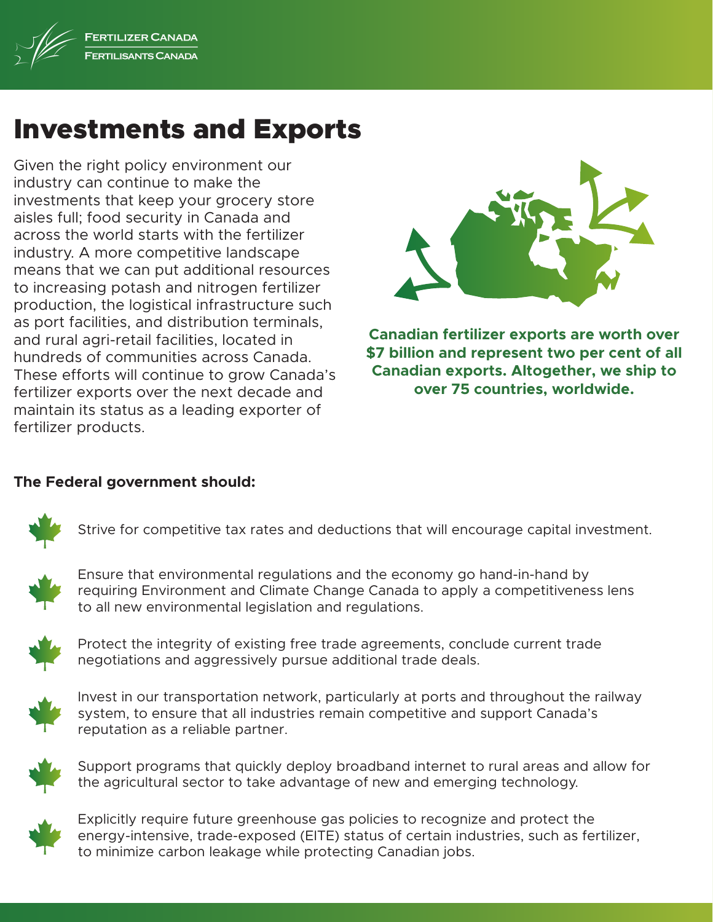# Investments and Exports

Given the right policy environment our industry can continue to make the investments that keep your grocery store aisles full; food security in Canada and across the world starts with the fertilizer industry. A more competitive landscape means that we can put additional resources to increasing potash and nitrogen fertilizer production, the logistical infrastructure such as port facilities, and distribution terminals, and rural agri-retail facilities, located in hundreds of communities across Canada. These efforts will continue to grow Canada's fertilizer exports over the next decade and maintain its status as a leading exporter of fertilizer products.

**Canadian fertilizer exports are worth over $7 billion and represent two per cent of all Canadian exports. Altogether, we ship to over 75 countries, worldwide.**

**The Federal government should:**

- Strive for competitive tax rates and deductions that will encourage capital investment.
- Ensure that environmental regulations and the economy go hand-in-hand by requiring Environment and Climate Change Canada to apply a competitiveness lens to all new environmental legislation and regulations.
- Protect the integrity of existing free trade agreements, conclude current trade negotiations and aggressively pursue additional trade deals.
- Invest in our transportation network, particularly at ports and throughout the railway system, to ensure that all industries remain competitive and support Canada's reputation as a reliable partner.
- Support programs that quickly deploy broadband internet to rural areas and allow for the agricultural sector to take advantage of new and emerging technology.
- Explicitly require future greenhouse gas policies to recognize and protect the energy-intensive, trade-exposed (EITE) status of certain industries, such as fertilizer, to minimize carbon leakage while protecting Canadian jobs.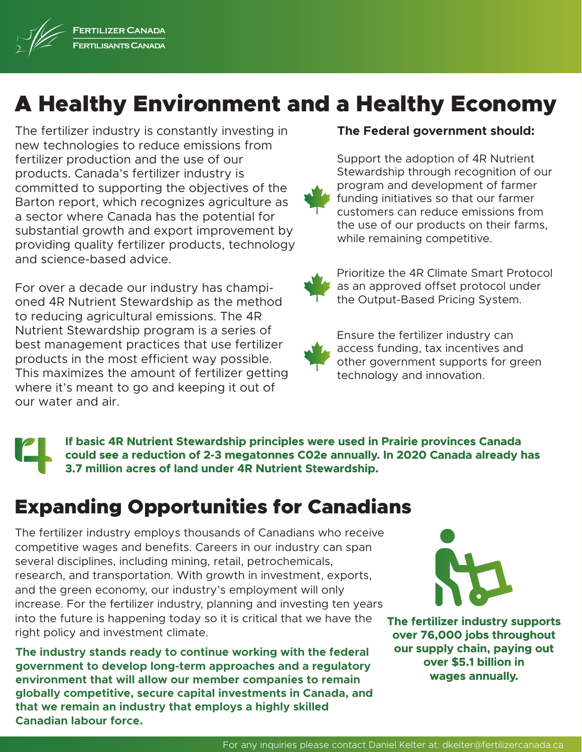# A Healthy Environment and a Healthy Economy

The fertilizer industry is constantly investing in new technologies to reduce emissions from fertilizer production and the use of our products. Canada's fertilizer industry is committed to supporting the objectives of the Barton report, which recognizes agriculture as a sector where Canada has the potential for substantial growth and export improvement by providing quality fertilizer products, technology and science-based advice.

For over a decade our industry has championed 4R Nutrient Stewardship as the method to reducing agricultural emissions. The 4R Nutrient Stewardship program is a series of best management practices that use fertilizer products in the most efficient way possible. This maximizes the amount of fertilizer getting where it's meant to go and keeping it out of our water and air.

**The Federal government should:**

- Support the adoption of 4R Nutrient Stewardship through recognition of our program and development of farmer funding initiatives so that our farmer customers can reduce emissions from the use of our products on their farms, while remaining competitive.
- Prioritize the 4R Climate Smart Protocol as an approved offset protocol under the Output-Based Pricing System.
- Ensure the fertilizer industry can access funding, tax incentives and other government supports for green technology and innovation.

**If basic 4R Nutrient Stewardship principles were used in Prairie provinces Canada could see a reduction of 2-3 megatonnes C02e annually. In 2020 Canada already has 3.7 million acres of land under 4R Nutrient Stewardship.**

# Expanding Opportunities for Canadians

The fertilizer industry employs thousands of Canadians who receive competitive wages and benefits. Careers in our industry can span several disciplines, including mining, retail, petrochemicals, research, and transportation. With growth in investment, exports, and the green economy, our industry's employment will only increase. For the fertilizer industry, planning and investing ten years into the future is happening today so it is critical that we have the right policy and investment climate.

**The industry stands ready to continue working with the federal government to develop long-term approaches and a regulatory environment that will allow our member companies to remain globally competitive, secure capital investments in Canada, and that we remain an industry that employs a highly skilled Canadian labour force.**

**The fertilizer industry supports over 76,000 jobs throughout our supply chain, paying out over $5.1 billion in wages annually.**

For any inquiries please contact Daniel Kelter at: dkelter@fertilizercanada.ca